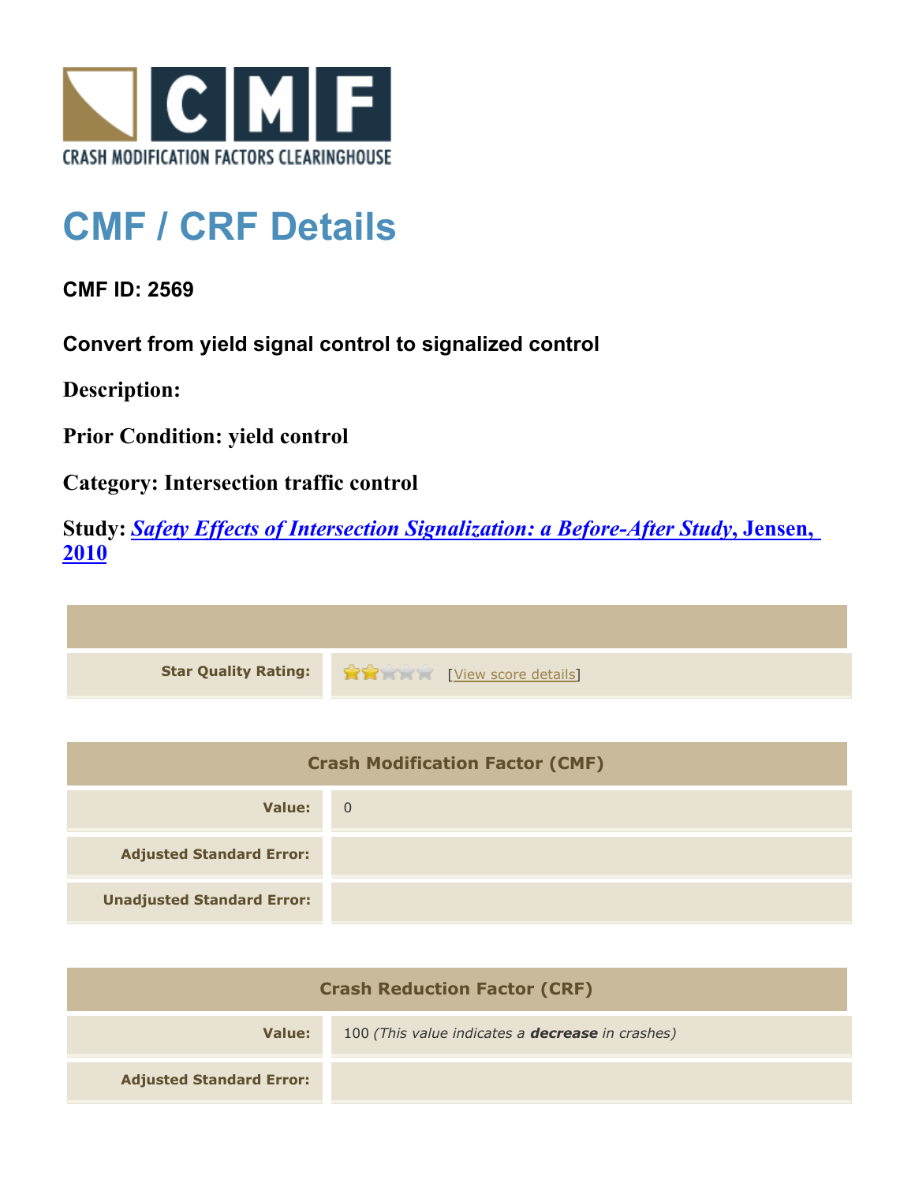# CMF / CRF Details

## CMF ID: 2569

### Convert from yield signal control to signalized control

**Description:**

**Prior Condition:** yield control

**Category:** Intersection traffic control

**Study:** *Safety Effects of Intersection Signalization: a Before-After Study*, Jensen, 2010

| | |
|---|---|
| **Star Quality Rating:** | 2 of 5 stars [View score details] |

| Crash Modification Factor (CMF) | |
|---|---|
| **Value:** | 0 |
| **Adjusted Standard Error:** | |
| **Unadjusted Standard Error:** | |

| Crash Reduction Factor (CRF) | |
|---|---|
| **Value:** | 100 *(This value indicates a **decrease** in crashes)* |
| **Adjusted Standard Error:** | |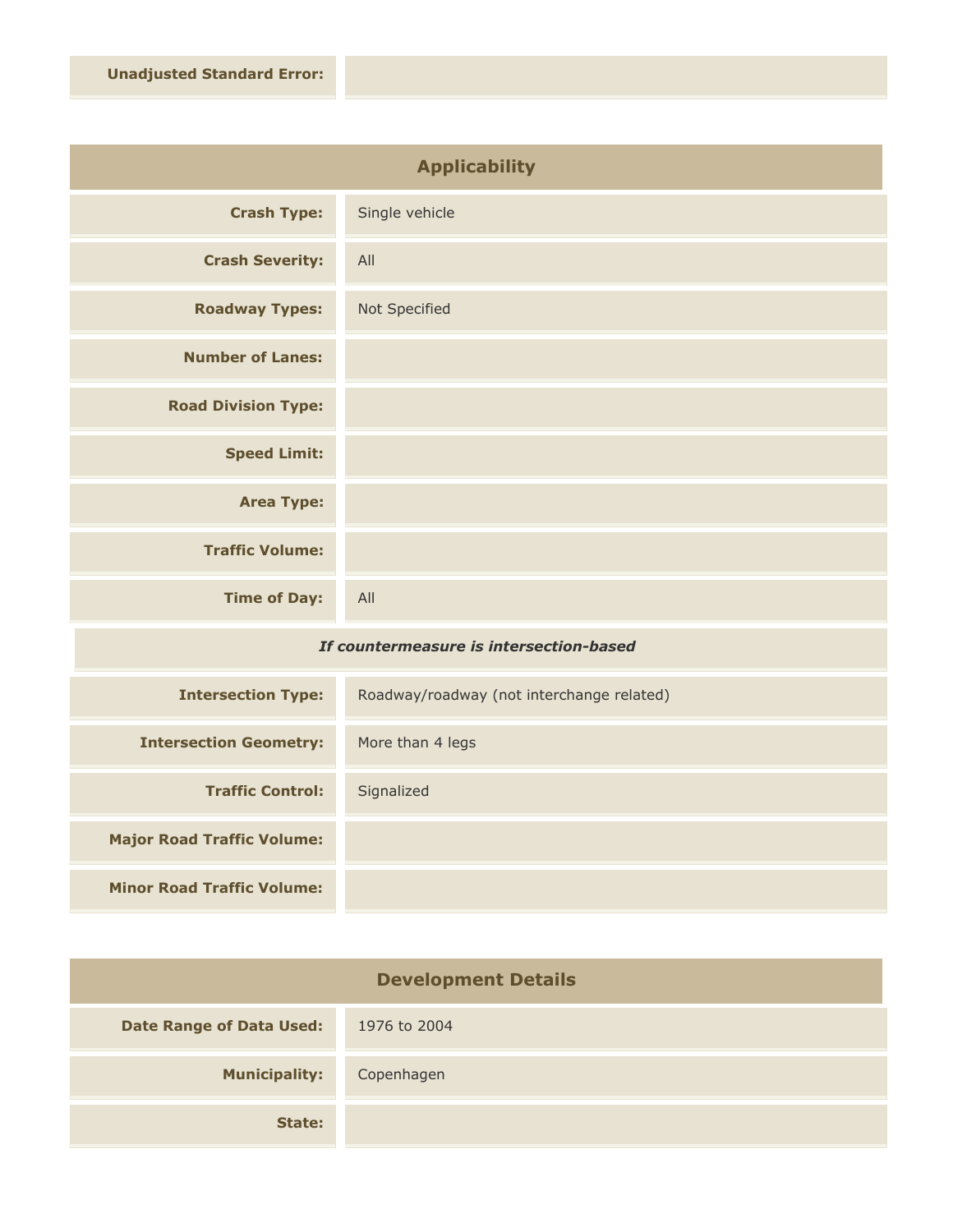| | |
|---|---|
| **Unadjusted Standard Error:** | |

## Applicability

| | |
|---|---|
| **Crash Type:** | Single vehicle |
| **Crash Severity:** | All |
| **Roadway Types:** | Not Specified |
| **Number of Lanes:** | |
| **Road Division Type:** | |
| **Speed Limit:** | |
| **Area Type:** | |
| **Traffic Volume:** | |
| **Time of Day:** | All |

***If countermeasure is intersection-based***

| | |
|---|---|
| **Intersection Type:** | Roadway/roadway (not interchange related) |
| **Intersection Geometry:** | More than 4 legs |
| **Traffic Control:** | Signalized |
| **Major Road Traffic Volume:** | |
| **Minor Road Traffic Volume:** | |

## Development Details

| | |
|---|---|
| **Date Range of Data Used:** | 1976 to 2004 |
| **Municipality:** | Copenhagen |
| **State:** | |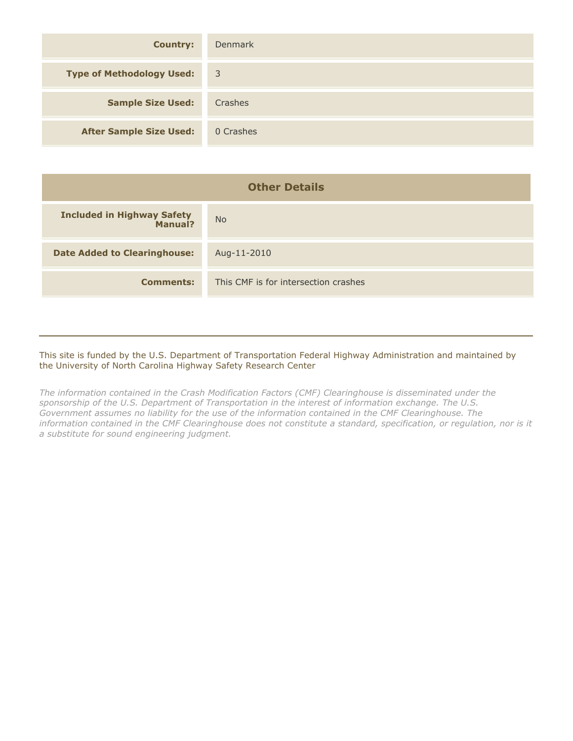| | |
|---|---|
| **Country:** | Denmark |
| **Type of Methodology Used:** | 3 |
| **Sample Size Used:** | Crashes |
| **After Sample Size Used:** | 0 Crashes |

## Other Details

| | |
|---|---|
| **Included in Highway Safety Manual?** | No |
| **Date Added to Clearinghouse:** | Aug-11-2010 |
| **Comments:** | This CMF is for intersection crashes |

---

This site is funded by the U.S. Department of Transportation Federal Highway Administration and maintained by the University of North Carolina Highway Safety Research Center

*The information contained in the Crash Modification Factors (CMF) Clearinghouse is disseminated under the sponsorship of the U.S. Department of Transportation in the interest of information exchange. The U.S. Government assumes no liability for the use of the information contained in the CMF Clearinghouse. The information contained in the CMF Clearinghouse does not constitute a standard, specification, or regulation, nor is it a substitute for sound engineering judgment.*